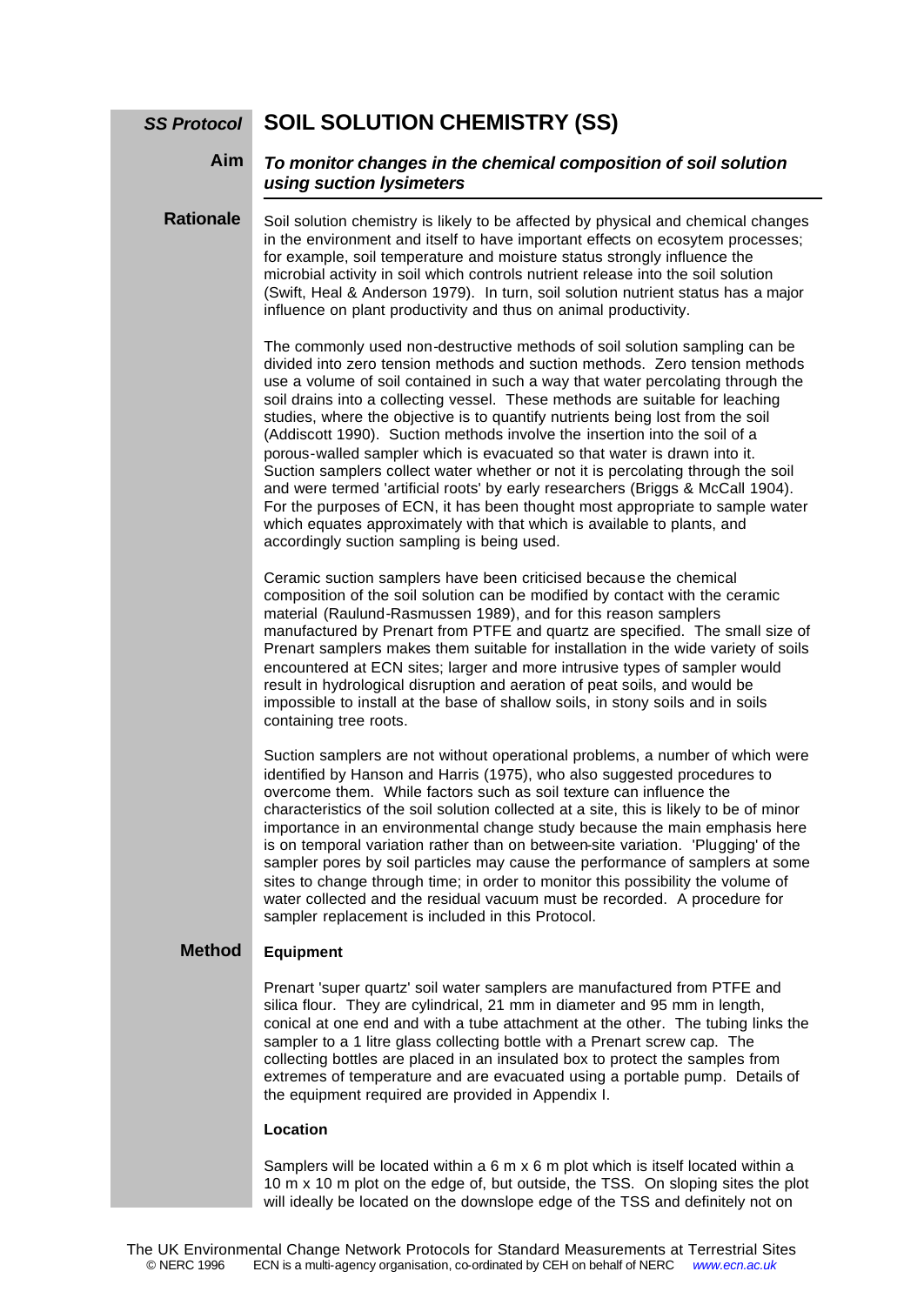*SS Protocol*

# SOIL SOLUTION CHEMISTRY (SS)

**Aim**

***To monitor changes in the chemical composition of soil solution using suction lysimeters***

**Rationale**

Soil solution chemistry is likely to be affected by physical and chemical changes in the environment and itself to have important effects on ecosytem processes; for example, soil temperature and moisture status strongly influence the microbial activity in soil which controls nutrient release into the soil solution (Swift, Heal & Anderson 1979). In turn, soil solution nutrient status has a major influence on plant productivity and thus on animal productivity.

The commonly used non-destructive methods of soil solution sampling can be divided into zero tension methods and suction methods. Zero tension methods use a volume of soil contained in such a way that water percolating through the soil drains into a collecting vessel. These methods are suitable for leaching studies, where the objective is to quantify nutrients being lost from the soil (Addiscott 1990). Suction methods involve the insertion into the soil of a porous-walled sampler which is evacuated so that water is drawn into it. Suction samplers collect water whether or not it is percolating through the soil and were termed 'artificial roots' by early researchers (Briggs & McCall 1904). For the purposes of ECN, it has been thought most appropriate to sample water which equates approximately with that which is available to plants, and accordingly suction sampling is being used.

Ceramic suction samplers have been criticised because the chemical composition of the soil solution can be modified by contact with the ceramic material (Raulund-Rasmussen 1989), and for this reason samplers manufactured by Prenart from PTFE and quartz are specified. The small size of Prenart samplers makes them suitable for installation in the wide variety of soils encountered at ECN sites; larger and more intrusive types of sampler would result in hydrological disruption and aeration of peat soils, and would be impossible to install at the base of shallow soils, in stony soils and in soils containing tree roots.

Suction samplers are not without operational problems, a number of which were identified by Hanson and Harris (1975), who also suggested procedures to overcome them. While factors such as soil texture can influence the characteristics of the soil solution collected at a site, this is likely to be of minor importance in an environmental change study because the main emphasis here is on temporal variation rather than on between-site variation. 'Plugging' of the sampler pores by soil particles may cause the performance of samplers at some sites to change through time; in order to monitor this possibility the volume of water collected and the residual vacuum must be recorded. A procedure for sampler replacement is included in this Protocol.

## Method

### Equipment

Prenart 'super quartz' soil water samplers are manufactured from PTFE and silica flour. They are cylindrical, 21 mm in diameter and 95 mm in length, conical at one end and with a tube attachment at the other. The tubing links the sampler to a 1 litre glass collecting bottle with a Prenart screw cap. The collecting bottles are placed in an insulated box to protect the samples from extremes of temperature and are evacuated using a portable pump. Details of the equipment required are provided in Appendix I.

### Location

Samplers will be located within a 6 m x 6 m plot which is itself located within a 10 m x 10 m plot on the edge of, but outside, the TSS. On sloping sites the plot will ideally be located on the downslope edge of the TSS and definitely not on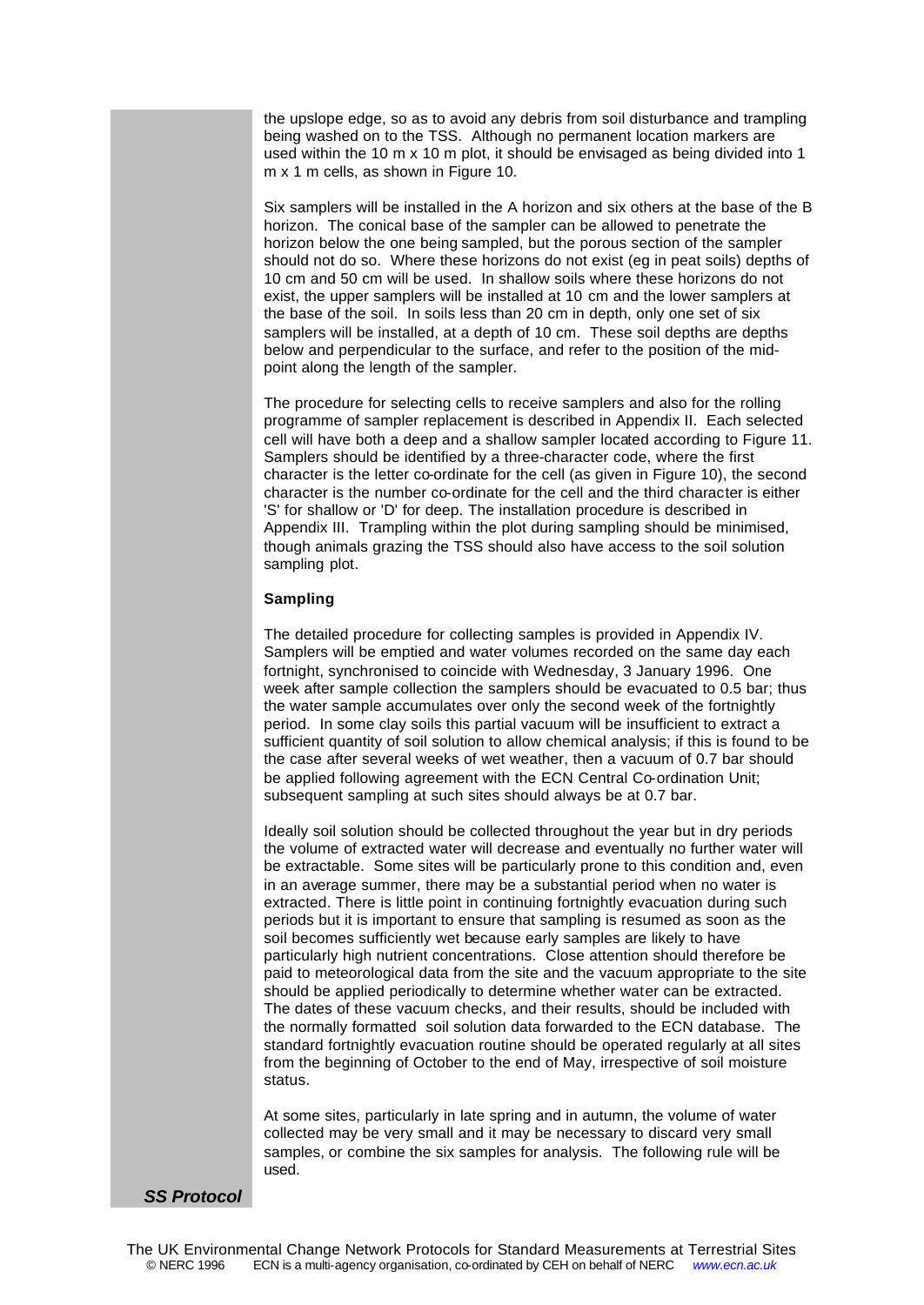the upslope edge, so as to avoid any debris from soil disturbance and trampling being washed on to the TSS. Although no permanent location markers are used within the 10 m x 10 m plot, it should be envisaged as being divided into 1 m x 1 m cells, as shown in Figure 10.

Six samplers will be installed in the A horizon and six others at the base of the B horizon. The conical base of the sampler can be allowed to penetrate the horizon below the one being sampled, but the porous section of the sampler should not do so. Where these horizons do not exist (eg in peat soils) depths of 10 cm and 50 cm will be used. In shallow soils where these horizons do not exist, the upper samplers will be installed at 10 cm and the lower samplers at the base of the soil. In soils less than 20 cm in depth, only one set of six samplers will be installed, at a depth of 10 cm. These soil depths are depths below and perpendicular to the surface, and refer to the position of the mid-point along the length of the sampler.

The procedure for selecting cells to receive samplers and also for the rolling programme of sampler replacement is described in Appendix II. Each selected cell will have both a deep and a shallow sampler located according to Figure 11. Samplers should be identified by a three-character code, where the first character is the letter co-ordinate for the cell (as given in Figure 10), the second character is the number co-ordinate for the cell and the third character is either 'S' for shallow or 'D' for deep. The installation procedure is described in Appendix III. Trampling within the plot during sampling should be minimised, though animals grazing the TSS should also have access to the soil solution sampling plot.

**Sampling**

The detailed procedure for collecting samples is provided in Appendix IV. Samplers will be emptied and water volumes recorded on the same day each fortnight, synchronised to coincide with Wednesday, 3 January 1996. One week after sample collection the samplers should be evacuated to 0.5 bar; thus the water sample accumulates over only the second week of the fortnightly period. In some clay soils this partial vacuum will be insufficient to extract a sufficient quantity of soil solution to allow chemical analysis; if this is found to be the case after several weeks of wet weather, then a vacuum of 0.7 bar should be applied following agreement with the ECN Central Co-ordination Unit; subsequent sampling at such sites should always be at 0.7 bar.

Ideally soil solution should be collected throughout the year but in dry periods the volume of extracted water will decrease and eventually no further water will be extractable. Some sites will be particularly prone to this condition and, even in an average summer, there may be a substantial period when no water is extracted. There is little point in continuing fortnightly evacuation during such periods but it is important to ensure that sampling is resumed as soon as the soil becomes sufficiently wet because early samples are likely to have particularly high nutrient concentrations. Close attention should therefore be paid to meteorological data from the site and the vacuum appropriate to the site should be applied periodically to determine whether water can be extracted. The dates of these vacuum checks, and their results, should be included with the normally formatted soil solution data forwarded to the ECN database. The standard fortnightly evacuation routine should be operated regularly at all sites from the beginning of October to the end of May, irrespective of soil moisture status.

At some sites, particularly in late spring and in autumn, the volume of water collected may be very small and it may be necessary to discard very small samples, or combine the six samples for analysis. The following rule will be used.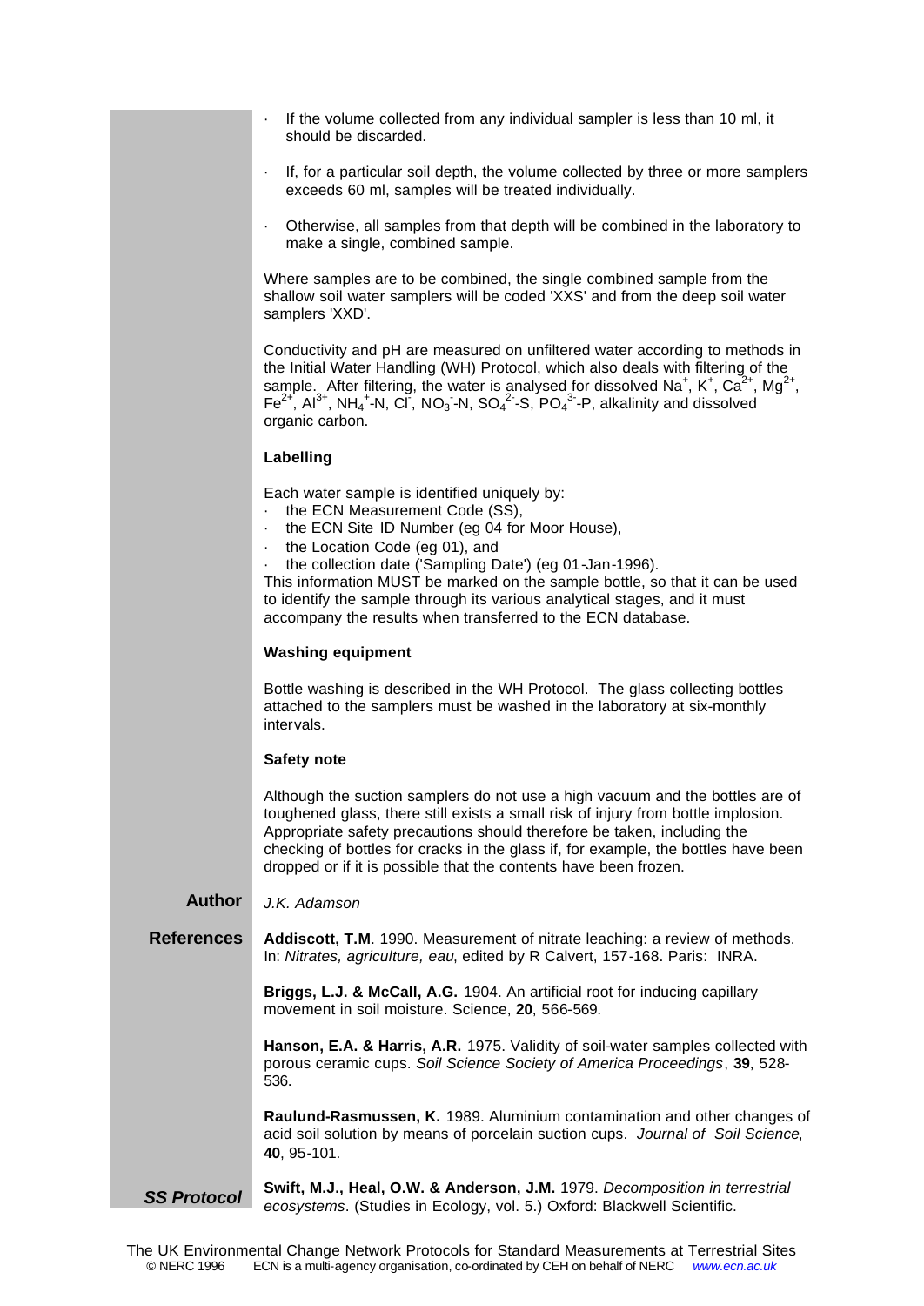- If the volume collected from any individual sampler is less than 10 ml, it should be discarded.
- If, for a particular soil depth, the volume collected by three or more samplers exceeds 60 ml, samples will be treated individually.
- Otherwise, all samples from that depth will be combined in the laboratory to make a single, combined sample.

Where samples are to be combined, the single combined sample from the shallow soil water samplers will be coded 'XXS' and from the deep soil water samplers 'XXD'.

Conductivity and pH are measured on unfiltered water according to methods in the Initial Water Handling (WH) Protocol, which also deals with filtering of the sample. After filtering, the water is analysed for dissolved $Na^{+}$, $K^{+}$, $Ca^{2+}$, $Mg^{2+}$, $Fe^{2+}$, $Al^{3+}$, $NH_4^{+}$-N, $Cl^{-}$, $NO_3^{-}$-N, $SO_4^{2-}$-S, $PO_4^{3-}$-P, alkalinity and dissolved organic carbon.

### Labelling

Each water sample is identified uniquely by:

- the ECN Measurement Code (SS),
- the ECN Site ID Number (eg 04 for Moor House),
- the Location Code (eg 01), and
- the collection date ('Sampling Date') (eg 01-Jan-1996).

This information MUST be marked on the sample bottle, so that it can be used to identify the sample through its various analytical stages, and it must accompany the results when transferred to the ECN database.

### Washing equipment

Bottle washing is described in the WH Protocol. The glass collecting bottles attached to the samplers must be washed in the laboratory at six-monthly intervals.

### Safety note

Although the suction samplers do not use a high vacuum and the bottles are of toughened glass, there still exists a small risk of injury from bottle implosion. Appropriate safety precautions should therefore be taken, including the checking of bottles for cracks in the glass if, for example, the bottles have been dropped or if it is possible that the contents have been frozen.

## Author

*J.K. Adamson*

## References

**Addiscott, T.M**. 1990. Measurement of nitrate leaching: a review of methods. In: *Nitrates, agriculture, eau*, edited by R Calvert, 157-168. Paris: INRA.

**Briggs, L.J. & McCall, A.G.** 1904. An artificial root for inducing capillary movement in soil moisture. Science, **20**, 566-569.

**Hanson, E.A. & Harris, A.R.** 1975. Validity of soil-water samples collected with porous ceramic cups. *Soil Science Society of America Proceedings*, **39**, 528-536.

**Raulund-Rasmussen, K.** 1989. Aluminium contamination and other changes of acid soil solution by means of porcelain suction cups. *Journal of Soil Science*, **40**, 95-101.

**Swift, M.J., Heal, O.W. & Anderson, J.M.** 1979. *Decomposition in terrestrial ecosystems*. (Studies in Ecology, vol. 5.) Oxford: Blackwell Scientific.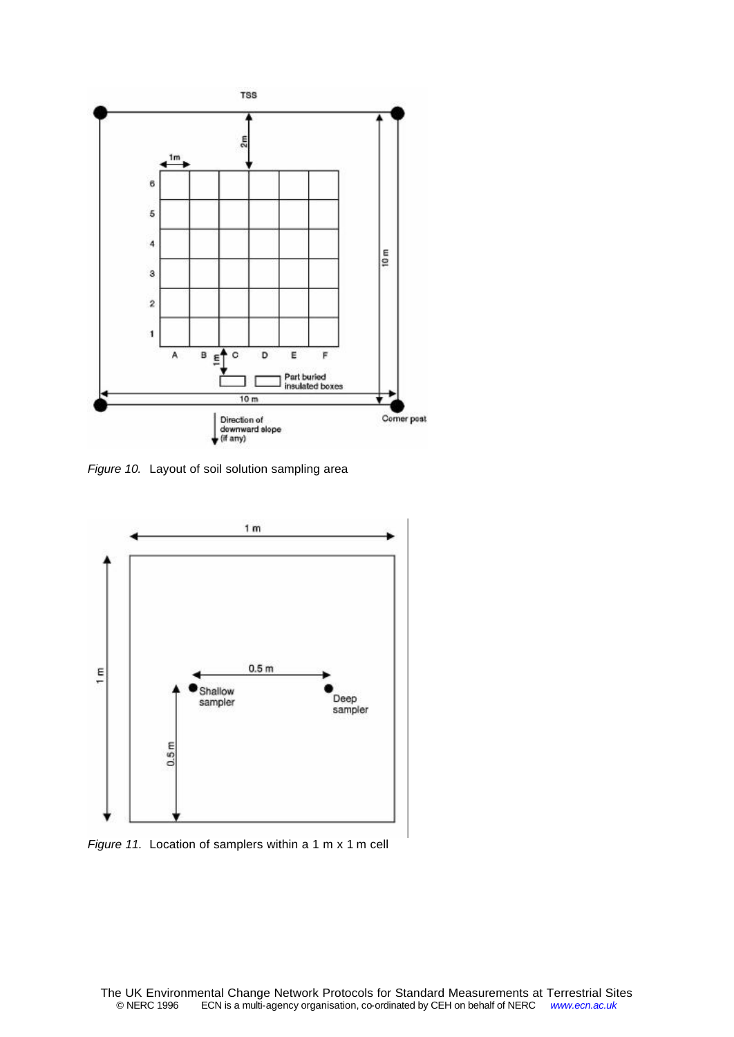*Figure 10.* Layout of soil solution sampling area

*Figure 11.* Location of samplers within a 1 m x 1 m cell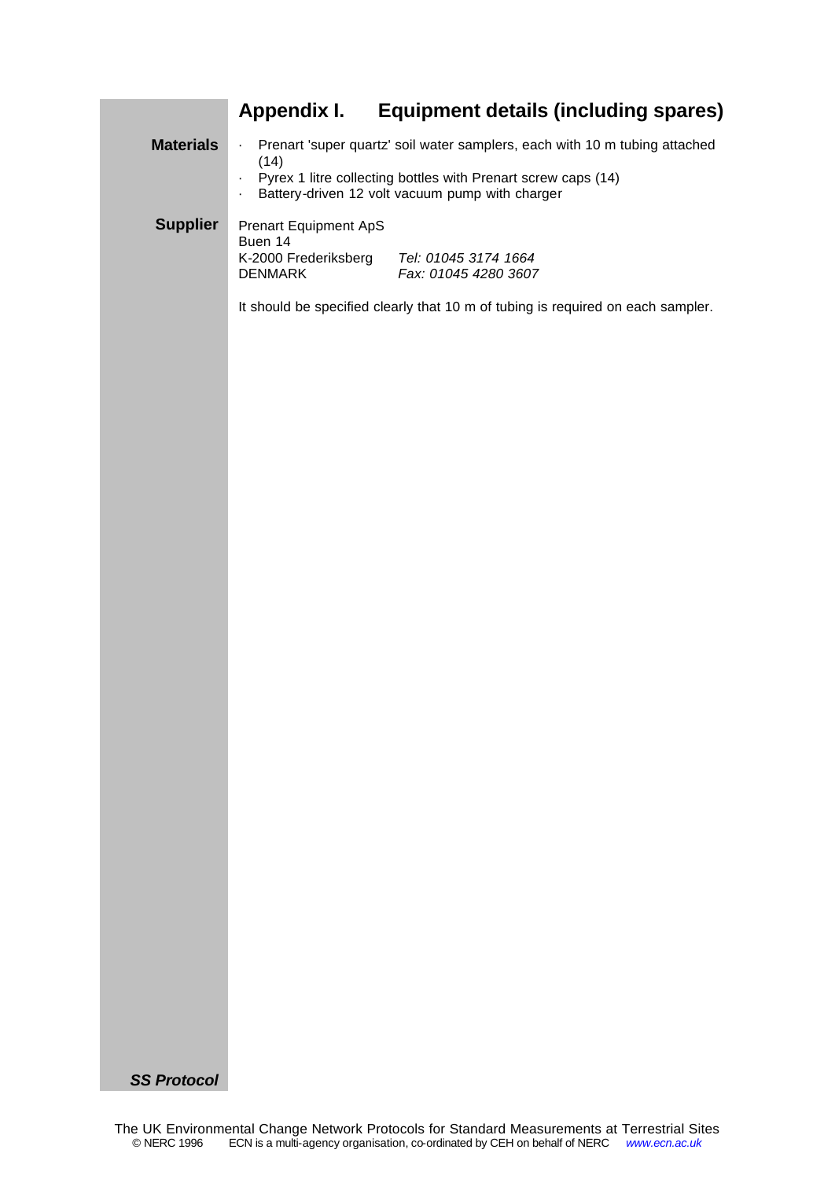## Appendix I. Equipment details (including spares)

**Materials**

- Prenart 'super quartz' soil water samplers, each with 10 m tubing attached (14)
- Pyrex 1 litre collecting bottles with Prenart screw caps (14)
- Battery-driven 12 volt vacuum pump with charger

**Supplier**

Prenart Equipment ApS
Buen 14
K-2000 Frederiksberg *Tel: 01045 3174 1664*
DENMARK *Fax: 01045 4280 3607*

It should be specified clearly that 10 m of tubing is required on each sampler.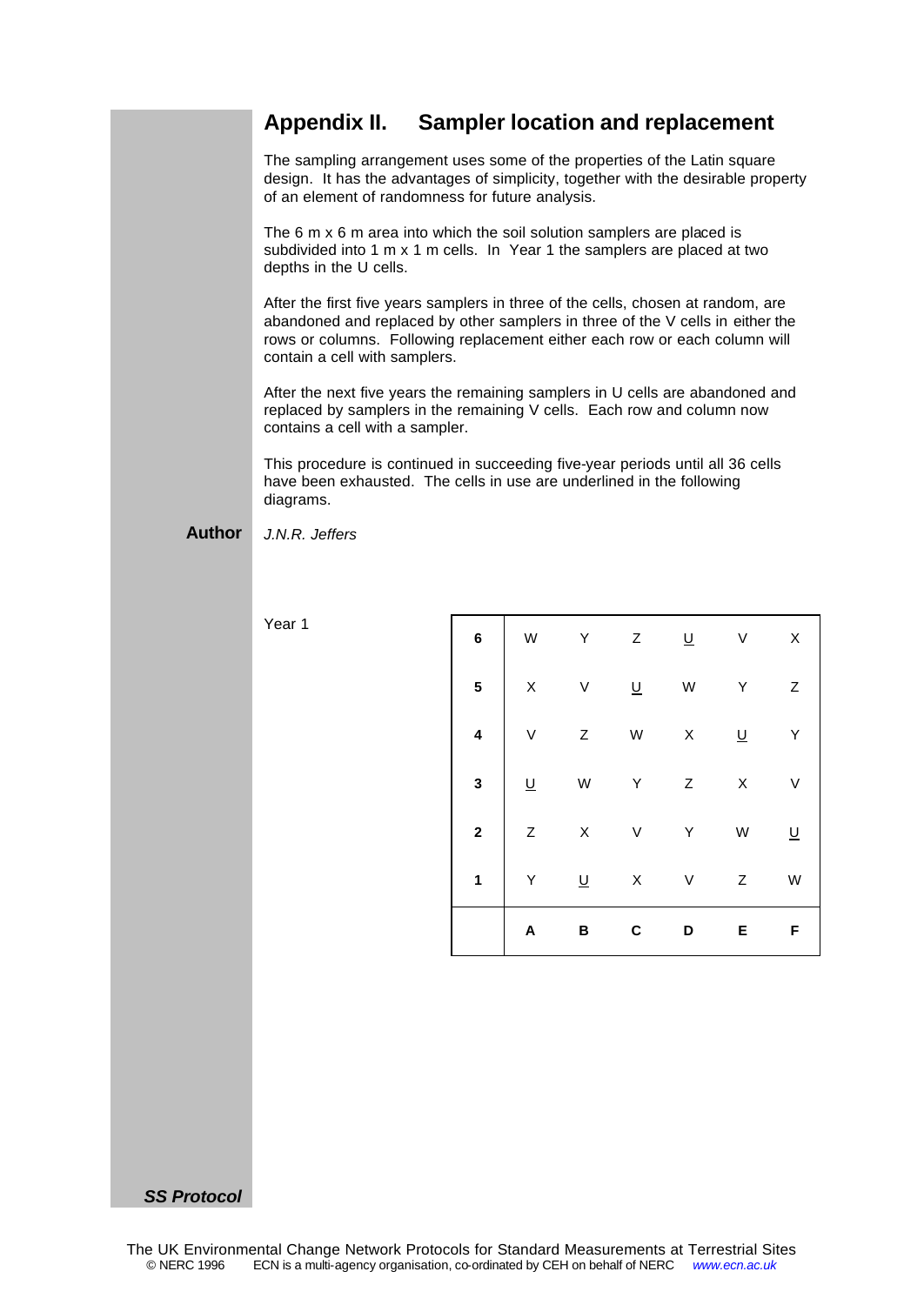## Appendix II. Sampler location and replacement

The sampling arrangement uses some of the properties of the Latin square design. It has the advantages of simplicity, together with the desirable property of an element of randomness for future analysis.

The 6 m x 6 m area into which the soil solution samplers are placed is subdivided into 1 m x 1 m cells. In Year 1 the samplers are placed at two depths in the U cells.

After the first five years samplers in three of the cells, chosen at random, are abandoned and replaced by other samplers in three of the V cells in either the rows or columns. Following replacement either each row or each column will contain a cell with samplers.

After the next five years the remaining samplers in U cells are abandoned and replaced by samplers in the remaining V cells. Each row and column now contains a cell with a sampler.

This procedure is continued in succeeding five-year periods until all 36 cells have been exhausted. The cells in use are underlined in the following diagrams.

**Author** *J.N.R. Jeffers*

Year 1

| | A | B | C | D | E | F |
|---|---|---|---|---|---|---|
| **6** | W | Y | Z | <u>U</u> | V | X |
| **5** | X | V | <u>U</u> | W | Y | Z |
| **4** | V | Z | W | X | <u>U</u> | Y |
| **3** | <u>U</u> | W | Y | Z | X | V |
| **2** | Z | X | V | Y | W | <u>U</u> |
| **1** | Y | <u>U</u> | X | V | Z | W |

***SS Protocol***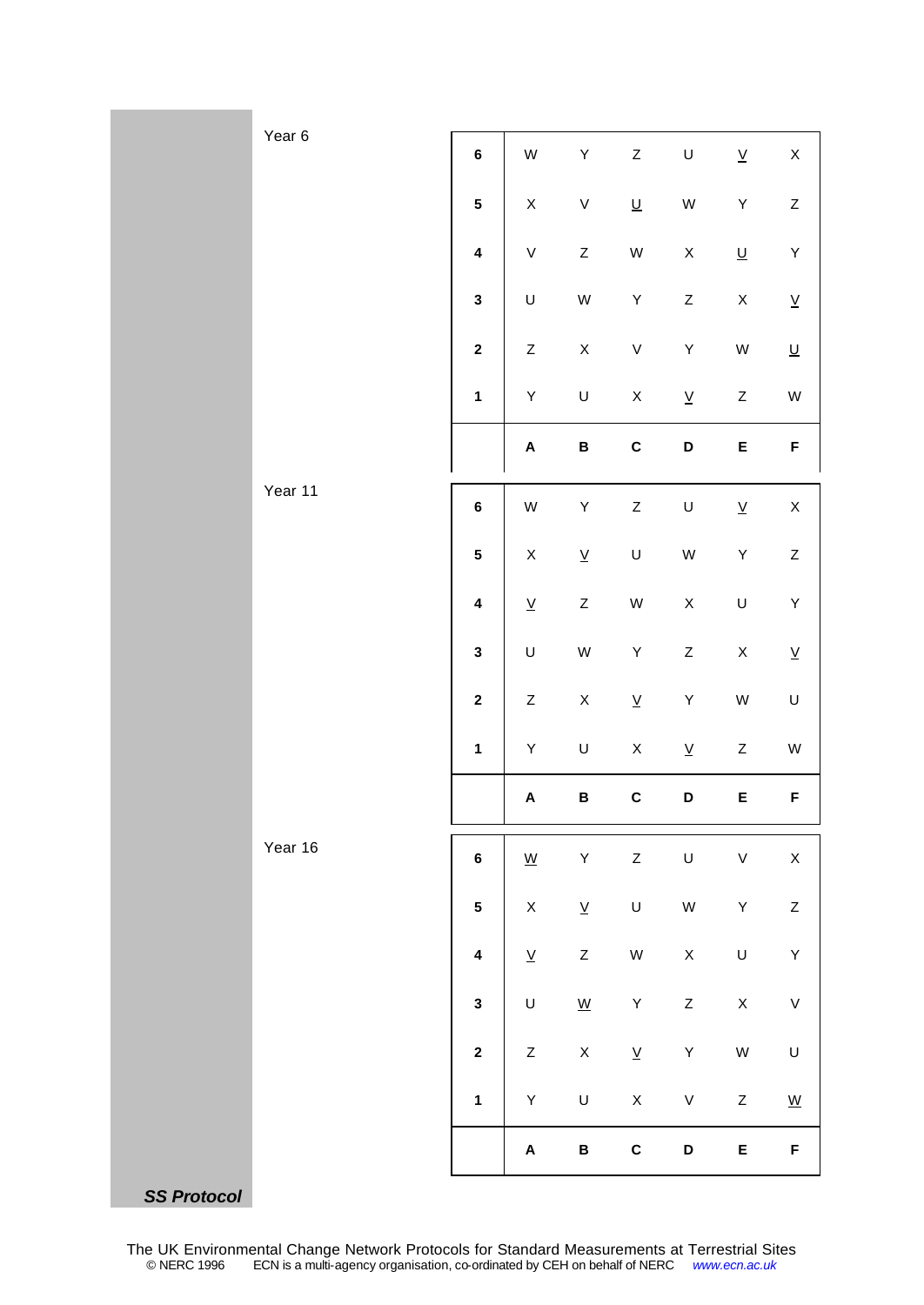Year 6

| | | | | | | |
|---|---|---|---|---|---|---|
| **6** | W | Y | Z | U | <u>V</u> | X |
| **5** | X | V | <u>U</u> | W | Y | Z |
| **4** | V | Z | W | X | <u>U</u> | Y |
| **3** | U | W | Y | Z | X | <u>V</u> |
| **2** | Z | X | V | Y | W | <u>U</u> |
| **1** | Y | U | X | <u>V</u> | Z | W |
| | **A** | **B** | **C** | **D** | **E** | **F** |

Year 11

| | | | | | | |
|---|---|---|---|---|---|---|
| **6** | W | Y | Z | U | <u>V</u> | X |
| **5** | X | <u>V</u> | U | W | Y | Z |
| **4** | <u>V</u> | Z | W | X | U | Y |
| **3** | U | W | Y | Z | X | <u>V</u> |
| **2** | Z | X | <u>V</u> | Y | W | U |
| **1** | Y | U | X | <u>V</u> | Z | W |
| | **A** | **B** | **C** | **D** | **E** | **F** |

Year 16

| | | | | | | |
|---|---|---|---|---|---|---|
| **6** | <u>W</u> | Y | Z | U | V | X |
| **5** | X | <u>V</u> | U | W | Y | Z |
| **4** | <u>V</u> | Z | W | X | U | Y |
| **3** | U | <u>W</u> | Y | Z | X | V |
| **2** | Z | X | <u>V</u> | Y | W | U |
| **1** | Y | U | X | V | Z | <u>W</u> |
| | **A** | **B** | **C** | **D** | **E** | **F** |

***SS Protocol***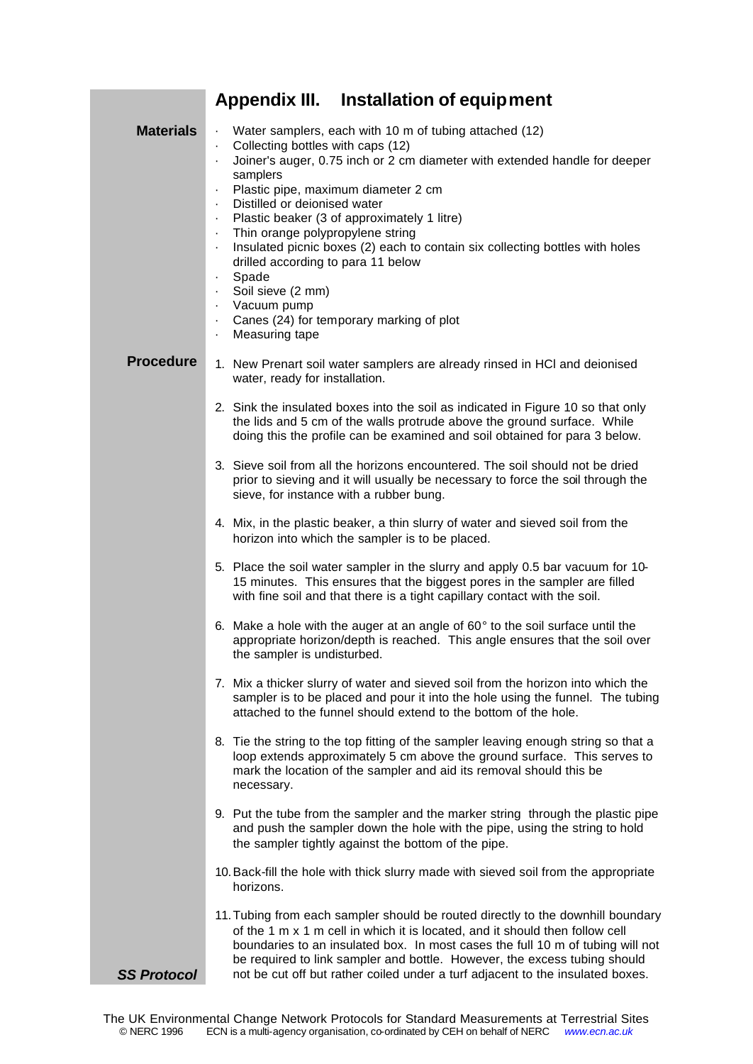## Appendix III. Installation of equipment

**Materials**

- Water samplers, each with 10 m of tubing attached (12)
- Collecting bottles with caps (12)
- Joiner's auger, 0.75 inch or 2 cm diameter with extended handle for deeper samplers
- Plastic pipe, maximum diameter 2 cm
- Distilled or deionised water
- Plastic beaker (3 of approximately 1 litre)
- Thin orange polypropylene string
- Insulated picnic boxes (2) each to contain six collecting bottles with holes drilled according to para 11 below
- Spade
- Soil sieve (2 mm)
- Vacuum pump
- Canes (24) for temporary marking of plot
- Measuring tape

**Procedure**

1. New Prenart soil water samplers are already rinsed in HCl and deionised water, ready for installation.

2. Sink the insulated boxes into the soil as indicated in Figure 10 so that only the lids and 5 cm of the walls protrude above the ground surface. While doing this the profile can be examined and soil obtained for para 3 below.

3. Sieve soil from all the horizons encountered. The soil should not be dried prior to sieving and it will usually be necessary to force the soil through the sieve, for instance with a rubber bung.

4. Mix, in the plastic beaker, a thin slurry of water and sieved soil from the horizon into which the sampler is to be placed.

5. Place the soil water sampler in the slurry and apply 0.5 bar vacuum for 10-15 minutes. This ensures that the biggest pores in the sampler are filled with fine soil and that there is a tight capillary contact with the soil.

6. Make a hole with the auger at an angle of 60° to the soil surface until the appropriate horizon/depth is reached. This angle ensures that the soil over the sampler is undisturbed.

7. Mix a thicker slurry of water and sieved soil from the horizon into which the sampler is to be placed and pour it into the hole using the funnel. The tubing attached to the funnel should extend to the bottom of the hole.

8. Tie the string to the top fitting of the sampler leaving enough string so that a loop extends approximately 5 cm above the ground surface. This serves to mark the location of the sampler and aid its removal should this be necessary.

9. Put the tube from the sampler and the marker string through the plastic pipe and push the sampler down the hole with the pipe, using the string to hold the sampler tightly against the bottom of the pipe.

10. Back-fill the hole with thick slurry made with sieved soil from the appropriate horizons.

11. Tubing from each sampler should be routed directly to the downhill boundary of the 1 m x 1 m cell in which it is located, and it should then follow cell boundaries to an insulated box. In most cases the full 10 m of tubing will not be required to link sampler and bottle. However, the excess tubing should not be cut off but rather coiled under a turf adjacent to the insulated boxes.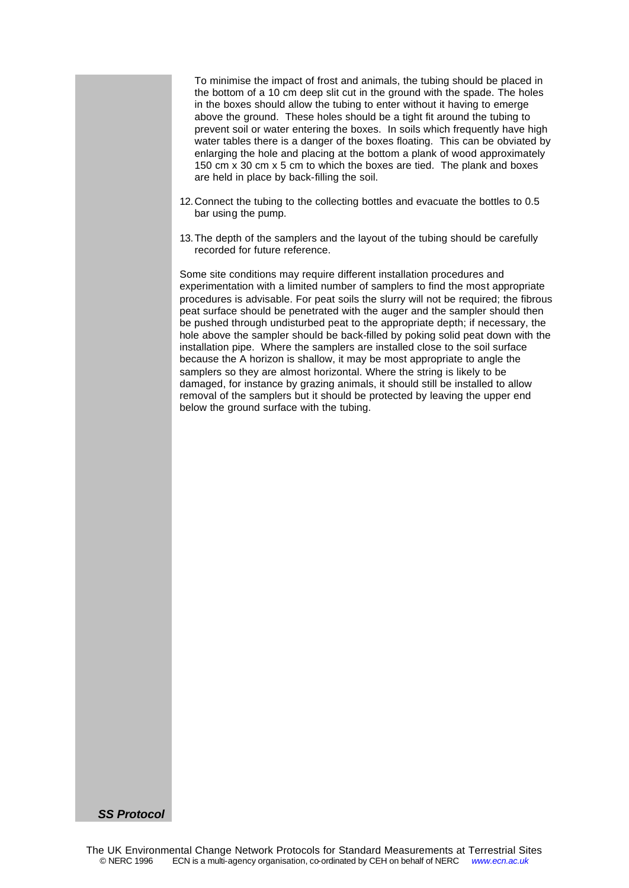To minimise the impact of frost and animals, the tubing should be placed in the bottom of a 10 cm deep slit cut in the ground with the spade. The holes in the boxes should allow the tubing to enter without it having to emerge above the ground. These holes should be a tight fit around the tubing to prevent soil or water entering the boxes. In soils which frequently have high water tables there is a danger of the boxes floating. This can be obviated by enlarging the hole and placing at the bottom a plank of wood approximately 150 cm x 30 cm x 5 cm to which the boxes are tied. The plank and boxes are held in place by back-filling the soil.

12. Connect the tubing to the collecting bottles and evacuate the bottles to 0.5 bar using the pump.

13. The depth of the samplers and the layout of the tubing should be carefully recorded for future reference.

Some site conditions may require different installation procedures and experimentation with a limited number of samplers to find the most appropriate procedures is advisable. For peat soils the slurry will not be required; the fibrous peat surface should be penetrated with the auger and the sampler should then be pushed through undisturbed peat to the appropriate depth; if necessary, the hole above the sampler should be back-filled by poking solid peat down with the installation pipe. Where the samplers are installed close to the soil surface because the A horizon is shallow, it may be most appropriate to angle the samplers so they are almost horizontal. Where the string is likely to be damaged, for instance by grazing animals, it should still be installed to allow removal of the samplers but it should be protected by leaving the upper end below the ground surface with the tubing.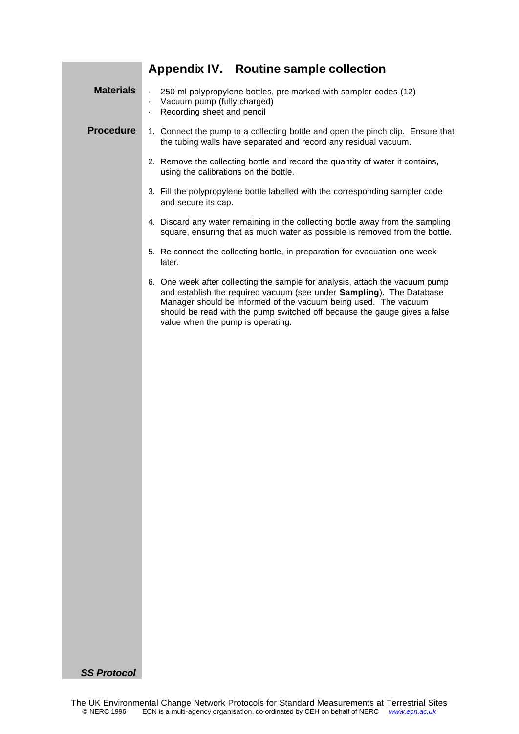## Appendix IV. Routine sample collection

**Materials**

- 250 ml polypropylene bottles, pre-marked with sampler codes (12)
- Vacuum pump (fully charged)
- Recording sheet and pencil

**Procedure**

1. Connect the pump to a collecting bottle and open the pinch clip. Ensure that the tubing walls have separated and record any residual vacuum.
2. Remove the collecting bottle and record the quantity of water it contains, using the calibrations on the bottle.
3. Fill the polypropylene bottle labelled with the corresponding sampler code and secure its cap.
4. Discard any water remaining in the collecting bottle away from the sampling square, ensuring that as much water as possible is removed from the bottle.
5. Re-connect the collecting bottle, in preparation for evacuation one week later.
6. One week after collecting the sample for analysis, attach the vacuum pump and establish the required vacuum (see under **Sampling**). The Database Manager should be informed of the vacuum being used. The vacuum should be read with the pump switched off because the gauge gives a false value when the pump is operating.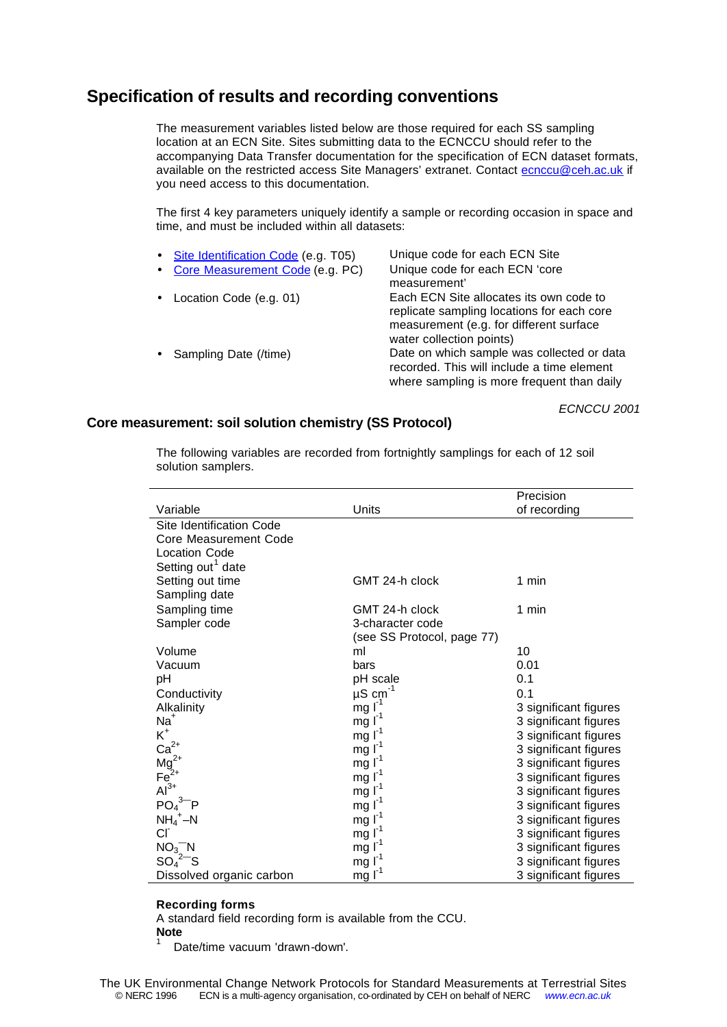## Specification of results and recording conventions

The measurement variables listed below are those required for each SS sampling location at an ECN Site. Sites submitting data to the ECNCCU should refer to the accompanying Data Transfer documentation for the specification of ECN dataset formats, available on the restricted access Site Managers' extranet. Contact ecnccu@ceh.ac.uk if you need access to this documentation.

The first 4 key parameters uniquely identify a sample or recording occasion in space and time, and must be included within all datasets:

| | |
|---|---|
| • Site Identification Code (e.g. T05) | Unique code for each ECN Site |
| • Core Measurement Code (e.g. PC) | Unique code for each ECN 'core measurement' |
| • Location Code (e.g. 01) | Each ECN Site allocates its own code to replicate sampling locations for each core measurement (e.g. for different surface water collection points) |
| • Sampling Date (/time) | Date on which sample was collected or data recorded. This will include a time element where sampling is more frequent than daily |

*ECNCCU 2001*

### Core measurement: soil solution chemistry (SS Protocol)

The following variables are recorded from fortnightly samplings for each of 12 soil solution samplers.

| Variable | Units | Precision of recording |
|---|---|---|
| Site Identification Code | | |
| Core Measurement Code | | |
| Location Code | | |
| Setting out[1] date | | |
| Setting out time | GMT 24-h clock | 1 min |
| Sampling date | | |
| Sampling time | GMT 24-h clock | 1 min |
| Sampler code | 3-character code (see SS Protocol, page 77) | |
| Volume | ml | 10 |
| Vacuum | bars | 0.01 |
| pH | pH scale | 0.1 |
| Conductivity | $\mu S\ cm^{-1}$ | 0.1 |
| Alkalinity | $mg\ l^{-1}$ | 3 significant figures |
| $Na^{+}$ | $mg\ l^{-1}$ | 3 significant figures |
| $K^{+}$ | $mg\ l^{-1}$ | 3 significant figures |
| $Ca^{2+}$ | $mg\ l^{-1}$ | 3 significant figures |
| $Mg^{2+}$ | $mg\ l^{-1}$ | 3 significant figures |
| $Fe^{2+}$ | $mg\ l^{-1}$ | 3 significant figures |
| $Al^{3+}$ | $mg\ l^{-1}$ | 3 significant figures |
| $PO_4^{3-}$–P | $mg\ l^{-1}$ | 3 significant figures |
| $NH_4^{+}$–N | $mg\ l^{-1}$ | 3 significant figures |
| $Cl^{-}$ | $mg\ l^{-1}$ | 3 significant figures |
| $NO_3^{-}$–N | $mg\ l^{-1}$ | 3 significant figures |
| $SO_4^{2-}$–S | $mg\ l^{-1}$ | 3 significant figures |
| Dissolved organic carbon | $mg\ l^{-1}$ | 3 significant figures |

**Recording forms**
A standard field recording form is available from the CCU.
**Note**
[1] Date/time vacuum 'drawn-down'.